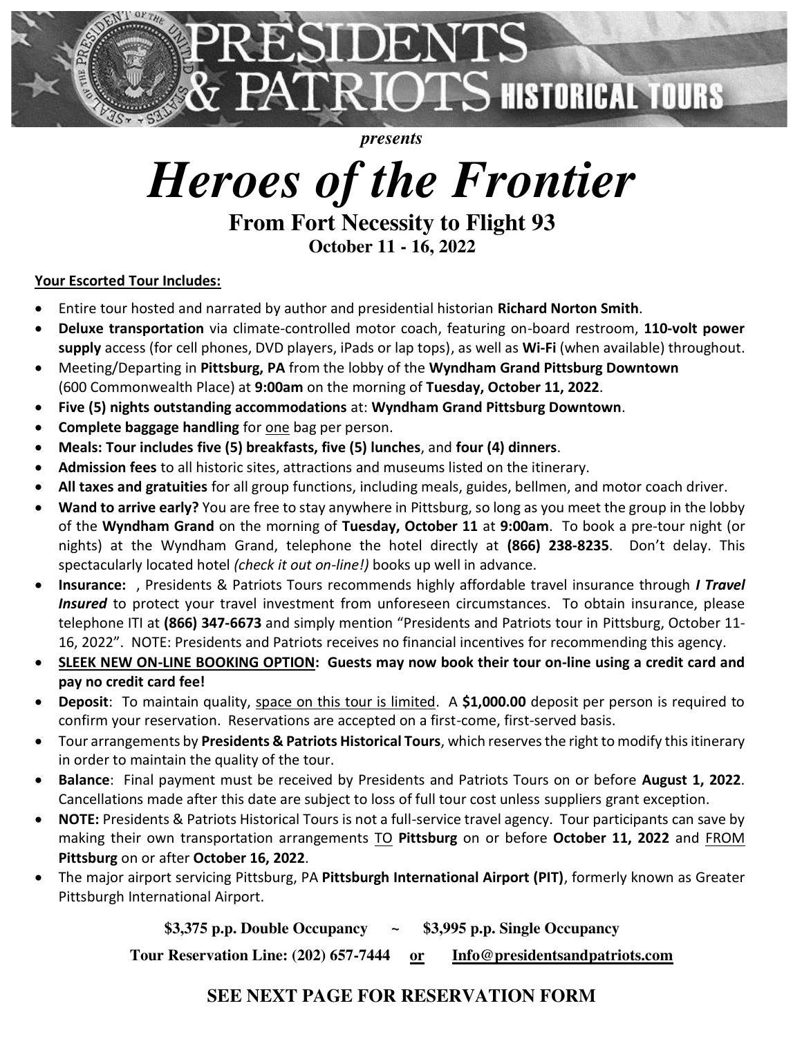# PRESIDENTS & PATRIOTS HISTORICAL TOURS

*presents*

# *Heroes of the Frontier*

## From Fort Necessity to Flight 93

### October 11 - 16, 2022

**Your Escorted Tour Includes:**

- Entire tour hosted and narrated by author and presidential historian **Richard Norton Smith**.
- **Deluxe transportation** via climate-controlled motor coach, featuring on-board restroom, **110-volt power supply** access (for cell phones, DVD players, iPads or lap tops), as well as **Wi-Fi** (when available) throughout.
- Meeting/Departing in **Pittsburg, PA** from the lobby of the **Wyndham Grand Pittsburg Downtown** (600 Commonwealth Place) at **9:00am** on the morning of **Tuesday, October 11, 2022**.
- **Five (5) nights outstanding accommodations** at: **Wyndham Grand Pittsburg Downtown**.
- **Complete baggage handling** for one bag per person.
- **Meals: Tour includes five (5) breakfasts, five (5) lunches**, and **four (4) dinners**.
- **Admission fees** to all historic sites, attractions and museums listed on the itinerary.
- **All taxes and gratuities** for all group functions, including meals, guides, bellmen, and motor coach driver.
- **Wand to arrive early?** You are free to stay anywhere in Pittsburg, so long as you meet the group in the lobby of the **Wyndham Grand** on the morning of **Tuesday, October 11** at **9:00am**. To book a pre-tour night (or nights) at the Wyndham Grand, telephone the hotel directly at **(866) 238-8235**. Don't delay. This spectacularly located hotel *(check it out on-line!)* books up well in advance.
- **Insurance:** , Presidents & Patriots Tours recommends highly affordable travel insurance through ***I Travel Insured*** to protect your travel investment from unforeseen circumstances. To obtain insurance, please telephone ITI at **(866) 347-6673** and simply mention "Presidents and Patriots tour in Pittsburg, October 11-16, 2022". NOTE: Presidents and Patriots receives no financial incentives for recommending this agency.
- **SLEEK NEW ON-LINE BOOKING OPTION: Guests may now book their tour on-line using a credit card and pay no credit card fee!**
- **Deposit**: To maintain quality, space on this tour is limited. A **$1,000.00** deposit per person is required to confirm your reservation. Reservations are accepted on a first-come, first-served basis.
- Tour arrangements by **Presidents & Patriots Historical Tours**, which reserves the right to modify this itinerary in order to maintain the quality of the tour.
- **Balance**: Final payment must be received by Presidents and Patriots Tours on or before **August 1, 2022**. Cancellations made after this date are subject to loss of full tour cost unless suppliers grant exception.
- **NOTE:** Presidents & Patriots Historical Tours is not a full-service travel agency. Tour participants can save by making their own transportation arrangements TO **Pittsburg** on or before **October 11, 2022** and FROM **Pittsburg** on or after **October 16, 2022**.
- The major airport servicing Pittsburg, PA **Pittsburgh International Airport (PIT)**, formerly known as Greater Pittsburgh International Airport.

**$3,375 p.p. Double Occupancy ~ $3,995 p.p. Single Occupancy**

**Tour Reservation Line: (202) 657-7444 or Info@presidentsandpatriots.com**

**SEE NEXT PAGE FOR RESERVATION FORM**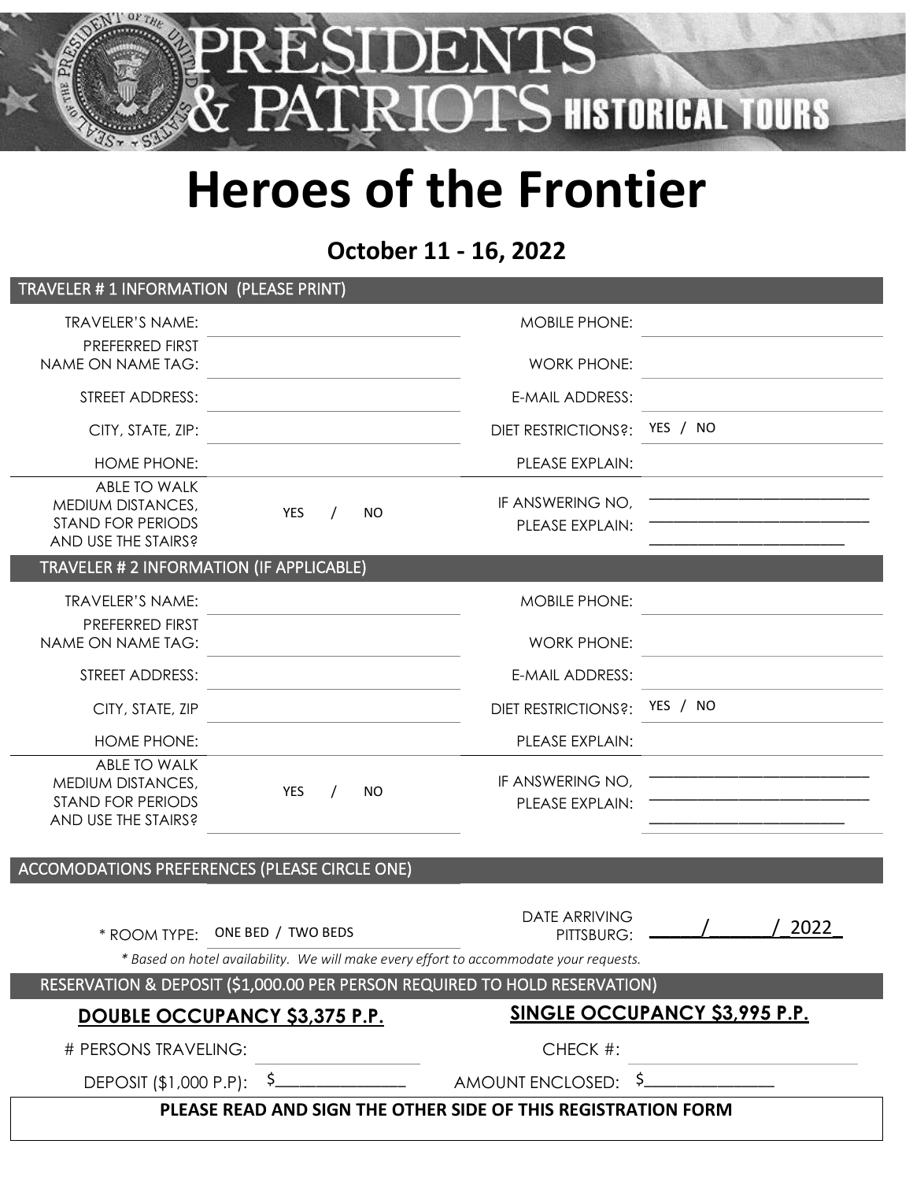PRESIDENTS & PATRIOTS HISTORICAL TOURS

# Heroes of the Frontier

## October 11 - 16, 2022

### TRAVELER # 1 INFORMATION (PLEASE PRINT)

| | | | |
|---|---|---|---|
| TRAVELER'S NAME: | | MOBILE PHONE: | |
| PREFERRED FIRST NAME ON NAME TAG: | | WORK PHONE: | |
| STREET ADDRESS: | | E-MAIL ADDRESS: | |
| CITY, STATE, ZIP: | | DIET RESTRICTIONS?: | YES / NO |
| HOME PHONE: | | PLEASE EXPLAIN: | |
| ABLE TO WALK MEDIUM DISTANCES, STAND FOR PERIODS AND USE THE STAIRS? | YES / NO | IF ANSWERING NO, PLEASE EXPLAIN: | ____________________ |

### TRAVELER # 2 INFORMATION (IF APPLICABLE)

| | | | |
|---|---|---|---|
| TRAVELER'S NAME: | | MOBILE PHONE: | |
| PREFERRED FIRST NAME ON NAME TAG: | | WORK PHONE: | |
| STREET ADDRESS: | | E-MAIL ADDRESS: | |
| CITY, STATE, ZIP | | DIET RESTRICTIONS?: | YES / NO |
| HOME PHONE: | | PLEASE EXPLAIN: | |
| ABLE TO WALK MEDIUM DISTANCES, STAND FOR PERIODS AND USE THE STAIRS? | YES / NO | IF ANSWERING NO, PLEASE EXPLAIN: | ____________________ |

### ACCOMODATIONS PREFERENCES (PLEASE CIRCLE ONE)

| | | | |
|---|---|---|---|
| * ROOM TYPE: | ONE BED / TWO BEDS | DATE ARRIVING PITTSBURG: | _____/______/_2022_ |

*\* Based on hotel availability. We will make every effort to accommodate your requests.*

### RESERVATION & DEPOSIT ($1,000.00 PER PERSON REQUIRED TO HOLD RESERVATION)

| | | | |
|---|---|---|---|
| **DOUBLE OCCUPANCY $3,375 P.P.** | | **SINGLE OCCUPANCY $3,995 P.P.** | |
| # PERSONS TRAVELING: | | CHECK #: | |
| DEPOSIT ($1,000 P.P): | $______________ | AMOUNT ENCLOSED: | $______________ |

**PLEASE READ AND SIGN THE OTHER SIDE OF THIS REGISTRATION FORM**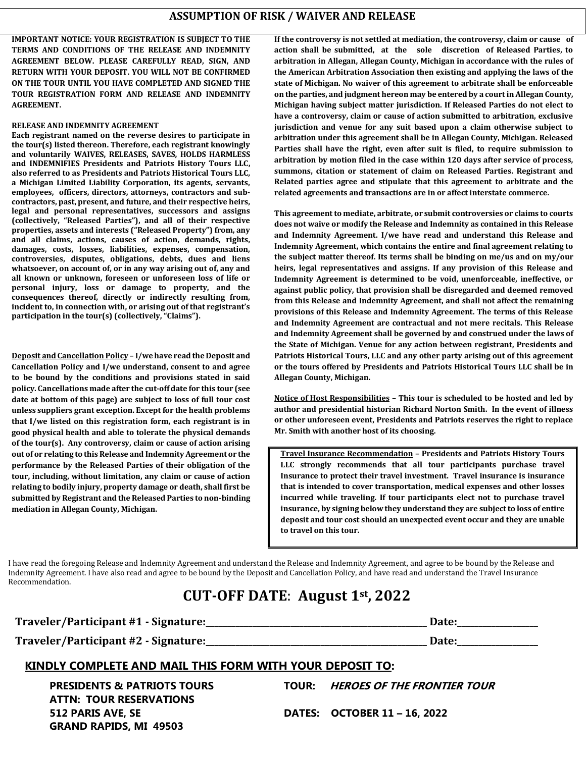# ASSUMPTION OF RISK / WAIVER AND RELEASE

**IMPORTANT NOTICE: YOUR REGISTRATION IS SUBJECT TO THE TERMS AND CONDITIONS OF THE RELEASE AND INDEMNITY AGREEMENT BELOW. PLEASE CAREFULLY READ, SIGN, AND RETURN WITH YOUR DEPOSIT. YOU WILL NOT BE CONFIRMED ON THE TOUR UNTIL YOU HAVE COMPLETED AND SIGNED THE TOUR REGISTRATION FORM AND RELEASE AND INDEMNITY AGREEMENT.**

**RELEASE AND INDEMNITY AGREEMENT**

**Each registrant named on the reverse desires to participate in the tour(s) listed thereon. Therefore, each registrant knowingly and voluntarily WAIVES, RELEASES, SAVES, HOLDS HARMLESS and INDEMNIFIES Presidents and Patriots History Tours LLC, also referred to as Presidents and Patriots Historical Tours LLC, a Michigan Limited Liability Corporation, its agents, servants, employees, officers, directors, attorneys, contractors and sub-contractors, past, present, and future, and their respective heirs, legal and personal representatives, successors and assigns (collectively, "Released Parties"), and all of their respective properties, assets and interests ("Released Property") from, any and all claims, actions, causes of action, demands, rights, damages, costs, losses, liabilities, expenses, compensation, controversies, disputes, obligations, debts, dues and liens whatsoever, on account of, or in any way arising out of, any and all known or unknown, foreseen or unforeseen loss of life or personal injury, loss or damage to property, and the consequences thereof, directly or indirectly resulting from, incident to, in connection with, or arising out of that registrant's participation in the tour(s) (collectively, "Claims").**

**<u>Deposit and Cancellation Policy</u> – I/we have read the Deposit and Cancellation Policy and I/we understand, consent to and agree to be bound by the conditions and provisions stated in said policy. Cancellations made after the cut-off date for this tour (see date at bottom of this page) are subject to loss of full tour cost unless suppliers grant exception. Except for the health problems that I/we listed on this registration form, each registrant is in good physical health and able to tolerate the physical demands of the tour(s). Any controversy, claim or cause of action arising out of or relating to this Release and Indemnity Agreement or the performance by the Released Parties of their obligation of the tour, including, without limitation, any claim or cause of action relating to bodily injury, property damage or death, shall first be submitted by Registrant and the Released Parties to non-binding mediation in Allegan County, Michigan.**

**If the controversy is not settled at mediation, the controversy, claim or cause of action shall be submitted, at the sole discretion of Released Parties, to arbitration in Allegan, Allegan County, Michigan in accordance with the rules of the American Arbitration Association then existing and applying the laws of the state of Michigan. No waiver of this agreement to arbitrate shall be enforceable on the parties, and judgment hereon may be entered by a court in Allegan County, Michigan having subject matter jurisdiction. If Released Parties do not elect to have a controversy, claim or cause of action submitted to arbitration, exclusive jurisdiction and venue for any suit based upon a claim otherwise subject to arbitration under this agreement shall be in Allegan County, Michigan. Released Parties shall have the right, even after suit is filed, to require submission to arbitration by motion filed in the case within 120 days after service of process, summons, citation or statement of claim on Released Parties. Registrant and Related parties agree and stipulate that this agreement to arbitrate and the related agreements and transactions are in or affect interstate commerce.**

**This agreement to mediate, arbitrate, or submit controversies or claims to courts does not waive or modify the Release and Indemnity as contained in this Release and Indemnity Agreement. I/we have read and understand this Release and Indemnity Agreement, which contains the entire and final agreement relating to the subject matter thereof. Its terms shall be binding on me/us and on my/our heirs, legal representatives and assigns. If any provision of this Release and Indemnity Agreement is determined to be void, unenforceable, ineffective, or against public policy, that provision shall be disregarded and deemed removed from this Release and Indemnity Agreement, and shall not affect the remaining provisions of this Release and Indemnity Agreement. The terms of this Release and Indemnity Agreement are contractual and not mere recitals. This Release and Indemnity Agreement shall be governed by and construed under the laws of the State of Michigan. Venue for any action between registrant, Presidents and Patriots Historical Tours, LLC and any other party arising out of this agreement or the tours offered by Presidents and Patriots Historical Tours LLC shall be in Allegan County, Michigan.**

**<u>Notice of Host Responsibilities</u> – This tour is scheduled to be hosted and led by author and presidential historian Richard Norton Smith. In the event of illness or other unforeseen event, Presidents and Patriots reserves the right to replace Mr. Smith with another host of its choosing.**

**<u>Travel Insurance Recommendation</u> – Presidents and Patriots History Tours LLC strongly recommends that all tour participants purchase travel Insurance to protect their travel investment. Travel insurance is insurance that is intended to cover transportation, medical expenses and other losses incurred while traveling. If tour participants elect not to purchase travel insurance, by signing below they understand they are subject to loss of entire deposit and tour cost should an unexpected event occur and they are unable to travel on this tour.**

I have read the foregoing Release and Indemnity Agreement and understand the Release and Indemnity Agreement, and agree to be bound by the Release and Indemnity Agreement. I have also read and agree to be bound by the Deposit and Cancellation Policy, and have read and understand the Travel Insurance Recommendation.

## CUT-OFF DATE: August 1st, 2022

**Traveler/Participant #1 - Signature:**_______________________________ **Date:**____________

**Traveler/Participant #2 - Signature:**_______________________________ **Date:**____________

## <u>KINDLY COMPLETE AND MAIL THIS FORM WITH YOUR DEPOSIT TO</u>:

**PRESIDENTS & PATRIOTS TOURS**
**ATTN: TOUR RESERVATIONS**
**512 PARIS AVE, SE**
**GRAND RAPIDS, MI 49503**

**TOUR:** ***HEROES OF THE FRONTIER TOUR***

**DATES: OCTOBER 11 – 16, 2022**